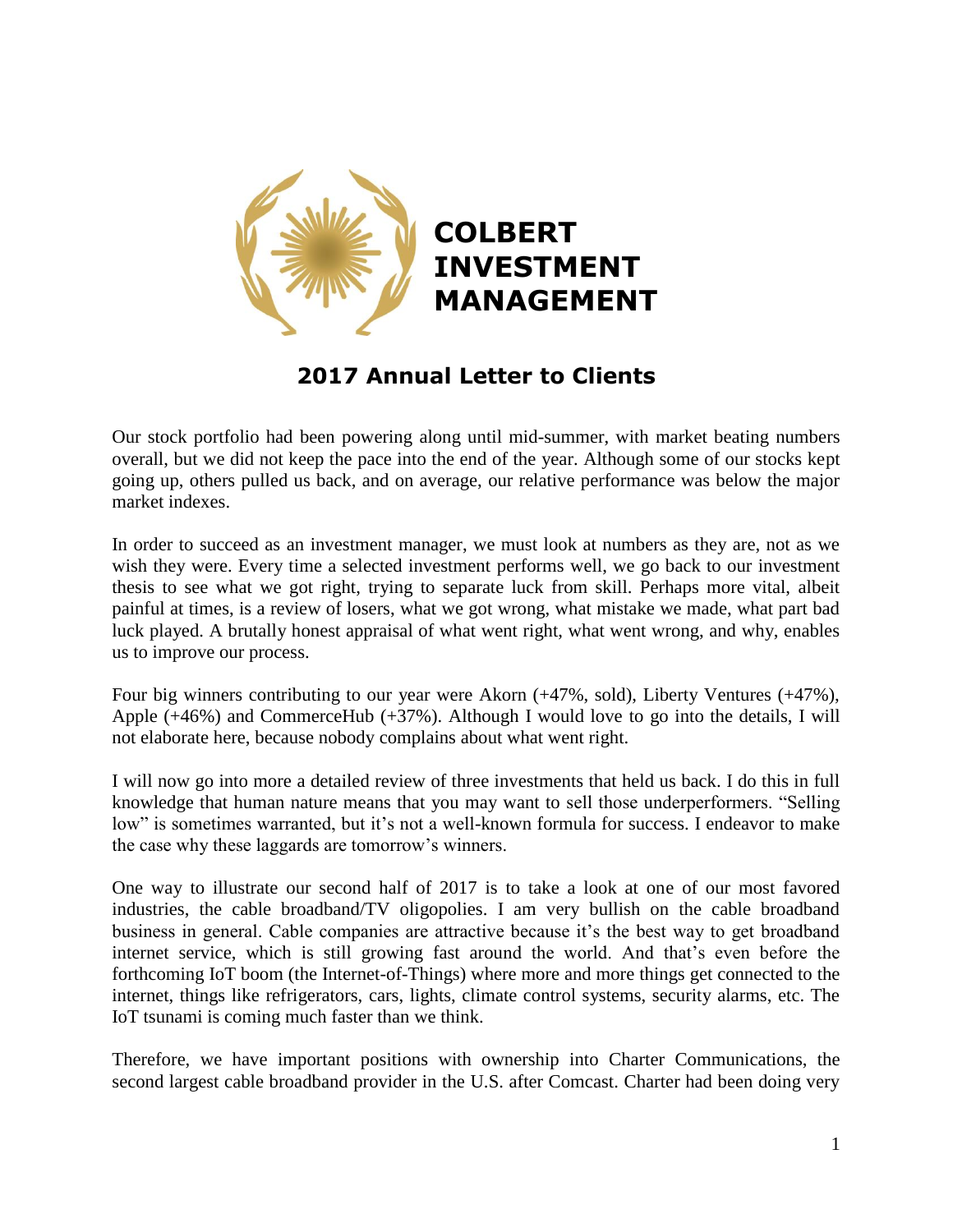# COLBERT INVESTMENT MANAGEMENT

## 2017 Annual Letter to Clients

Our stock portfolio had been powering along until mid-summer, with market beating numbers overall, but we did not keep the pace into the end of the year. Although some of our stocks kept going up, others pulled us back, and on average, our relative performance was below the major market indexes.

In order to succeed as an investment manager, we must look at numbers as they are, not as we wish they were. Every time a selected investment performs well, we go back to our investment thesis to see what we got right, trying to separate luck from skill. Perhaps more vital, albeit painful at times, is a review of losers, what we got wrong, what mistake we made, what part bad luck played. A brutally honest appraisal of what went right, what went wrong, and why, enables us to improve our process.

Four big winners contributing to our year were Akorn (+47%, sold), Liberty Ventures (+47%), Apple (+46%) and CommerceHub (+37%). Although I would love to go the details, I will not elaborate here, because nobody complains about what went right.

I will now go into more a detailed review of three investments that held us back. I do this in full knowledge that human nature means that you may want to sell those underperformers. "Selling low" is sometimes warranted, but it's not a well-known formula for success. I endeavor to make the case why these laggards are tomorrow's winners.

One way to illustrate our second half of 2017 is to take a look at one of our most favored industries, the cable broadband/TV oligopolies. I am very bullish on the cable broadband business in general. Cable companies are attractive because it's the best way to get broadband internet service, which is still growing fast around the world. And that's even before the forthcoming IoT boom (the Internet-of-Things) where more and more things get connected to the internet, things like refrigerators, cars, lights, climate control systems, security alarms, etc. The IoT tsunami is coming much faster than we think.

Therefore, we have important positions with ownership into Charter Communications, the second largest cable broadband provider in the U.S. after Comcast. Charter had been doing very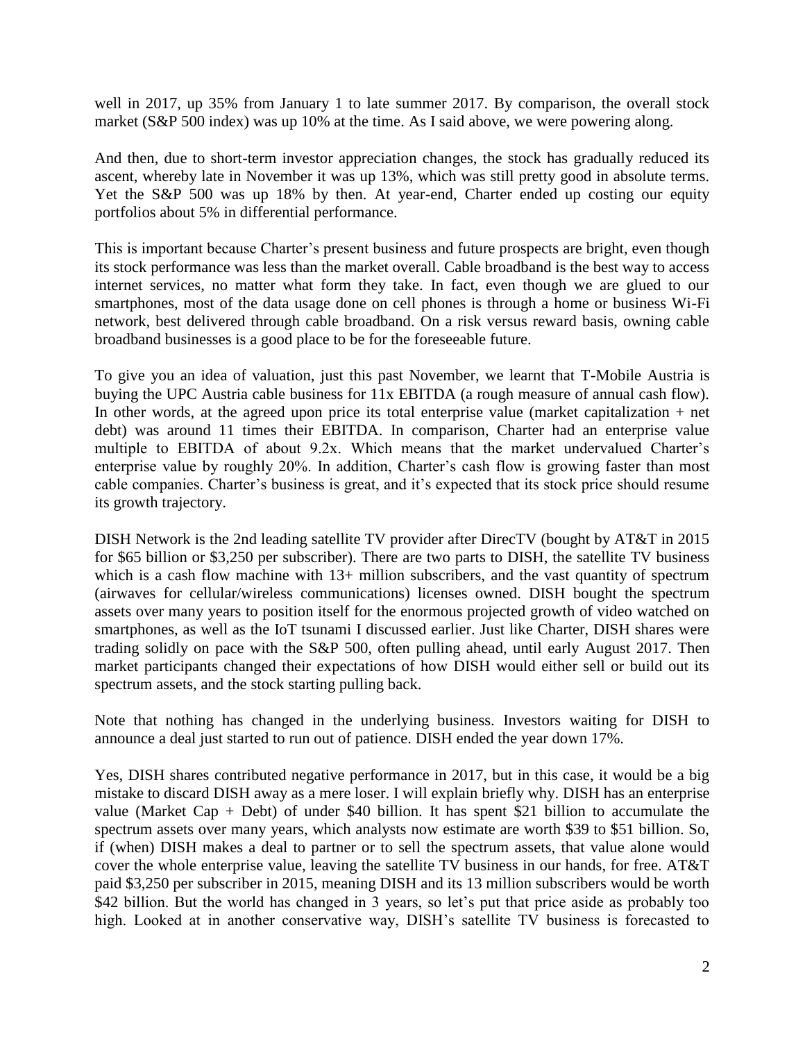well in 2017, up 35% from January 1 to late summer 2017. By comparison, the overall stock market (S&P 500 index) was up 10% at the time. As I said above, we were powering along.

And then, due to short-term investor appreciation changes, the stock has gradually reduced its ascent, whereby late in November it was up 13%, which was still pretty good in absolute terms. Yet the S&P 500 was up 18% by then. At year-end, Charter ended up costing our equity portfolios about 5% in differential performance.

This is important because Charter's present business and future prospects are bright, even though its stock performance was less than the market overall. Cable broadband is the best way to access internet services, no matter what form they take. In fact, even though we are glued to our smartphones, most of the data usage done on cell phones is through a home or business Wi-Fi network, best delivered through cable broadband. On a risk versus reward basis, owning cable broadband businesses is a good place to be for the foreseeable future.

To give you an idea of valuation, just this past November, we learnt that T-Mobile Austria is buying the UPC Austria cable business for 11x EBITDA (a rough measure of annual cash flow). In other words, at the agreed upon price its total enterprise value (market capitalization + net debt) was around 11 times their EBITDA. In comparison, Charter had an enterprise value multiple to EBITDA of about 9.2x. Which means that the market undervalued Charter's enterprise value by roughly 20%. In addition, Charter's cash flow is growing faster than most cable companies. Charter's business is great, and it's expected that its stock price should resume its growth trajectory.

DISH Network is the 2nd leading satellite TV provider after DirecTV (bought by AT&T in 2015 for $65 billion or $3,250 per subscriber). There are two parts to DISH, the satellite TV business which is a cash flow machine with 13+ million subscribers, and the vast quantity of spectrum (airwaves for cellular/wireless communications) licenses owned. DISH bought the spectrum assets over many years to position itself for the enormous projected growth of video watched on smartphones, as well as the IoT tsunami I discussed earlier. Just like Charter, DISH shares were trading solidly on pace with the S&P 500, often pulling ahead, until early August 2017. Then market participants changed their expectations of how DISH would either sell or build out its spectrum assets, and the stock starting pulling back.

Note that nothing has changed in the underlying business. Investors waiting for DISH to announce a deal just started to run out of patience. DISH ended the year down 17%.

Yes, DISH shares contributed negative performance in 2017, but in this case, it would be a big mistake to discard DISH away as a mere loser. I will explain briefly why. DISH has an enterprise value (Market Cap + Debt) of under $40 billion. It has spent $21 billion to accumulate the spectrum assets over many years, which analysts now estimate are worth $39 to $51 billion. So, if (when) DISH makes a deal to partner or to sell the spectrum assets, that value alone would cover the whole enterprise value, leaving the satellite TV business in our hands, for free. AT&T paid $3,250 per subscriber in 2015, meaning DISH and its 13 million subscribers would be worth $42 billion. But the world has changed in 3 years, so let's put that price aside as probably too high. Looked at in another conservative way, DISH's satellite TV business is forecasted to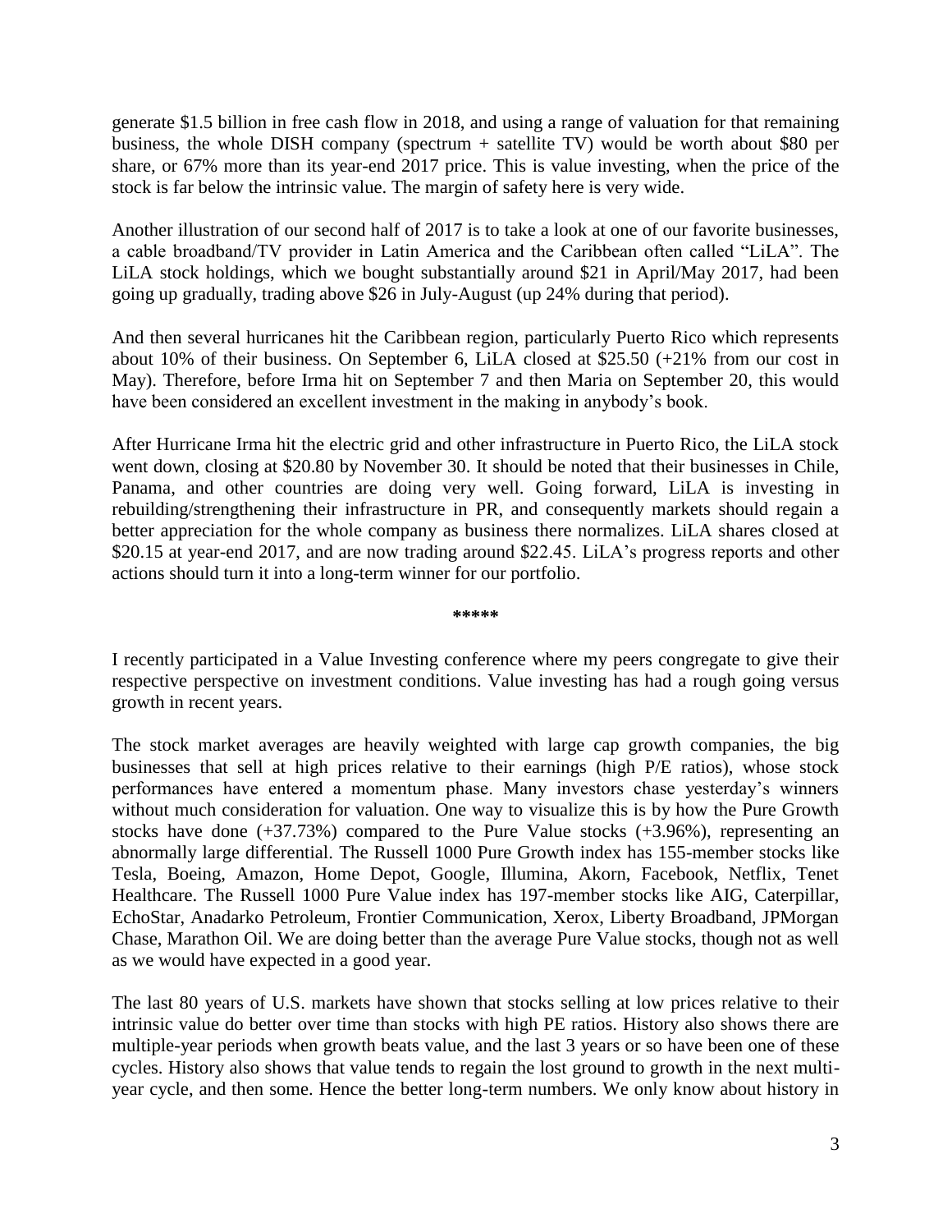generate $1.5 billion in free cash flow in 2018, and using a range of valuation for that remaining business, the whole DISH company (spectrum + satellite TV) would be worth about $80 per share, or 67% more than its year-end 2017 price. This is value investing, when the price of the stock is far below the intrinsic value. The margin of safety here is very wide.

Another illustration of our second half of 2017 is to take a look at one of our favorite businesses, a cable broadband/TV provider in Latin America and the Caribbean often called "LiLA". The LiLA stock holdings, which we bought substantially around $21 in April/May 2017, had been going up gradually, trading above $26 in July-August (up 24% during that period).

And then several hurricanes hit the Caribbean region, particularly Puerto Rico which represents about 10% of their business. On September 6, LiLA closed at $25.50 (+21% from our cost in May). Therefore, before Irma hit on September 7 and then Maria on September 20, this would have been considered an excellent investment in the making in anybody's book.

After Hurricane Irma hit the electric grid and other infrastructure in Puerto Rico, the LiLA stock went down, closing at $20.80 by November 30. It should be noted that their businesses in Chile, Panama, and other countries are doing very well. Going forward, LiLA is investing in rebuilding/strengthening their infrastructure in PR, and consequently markets should regain a better appreciation for the whole company as business there normalizes. LiLA shares closed at $20.15 at year-end 2017, and are now trading around $22.45. LiLA's progress reports and other actions should turn it into a long-term winner for our portfolio.

**\*\*\*\*\***

I recently participated in a Value Investing conference where my peers congregate to give their respective perspective on investment conditions. Value investing has had a rough going versus growth in recent years.

The stock market averages are heavily weighted with large cap growth companies, the big businesses that sell at high prices relative to their earnings (high P/E ratios), whose stock performances have entered a momentum phase. Many investors chase yesterday's winners without much consideration for valuation. One way to visualize this is by how the Pure Growth stocks have done (+37.73%) compared to the Pure Value stocks (+3.96%), representing an abnormally large differential. The Russell 1000 Pure Growth index has 155-member stocks like Tesla, Boeing, Amazon, Home Depot, Google, Illumina, Akorn, Facebook, Netflix, Tenet Healthcare. The Russell 1000 Pure Value index has 197-member stocks like AIG, Caterpillar, EchoStar, Anadarko Petroleum, Frontier Communication, Xerox, Liberty Broadband, JPMorgan Chase, Marathon Oil. We are doing better than the average Pure Value stocks, though not as well as we would have expected in a good year.

The last 80 years of U.S. markets have shown that stocks selling at low prices relative to their intrinsic value do better over time than stocks with high PE ratios. History also shows there are multiple-year periods when growth beats value, and the last 3 years or so have been one of these cycles. History also shows that value tends to regain the lost ground to growth in the next multi-year cycle, and then some. Hence the better long-term numbers. We only know about history in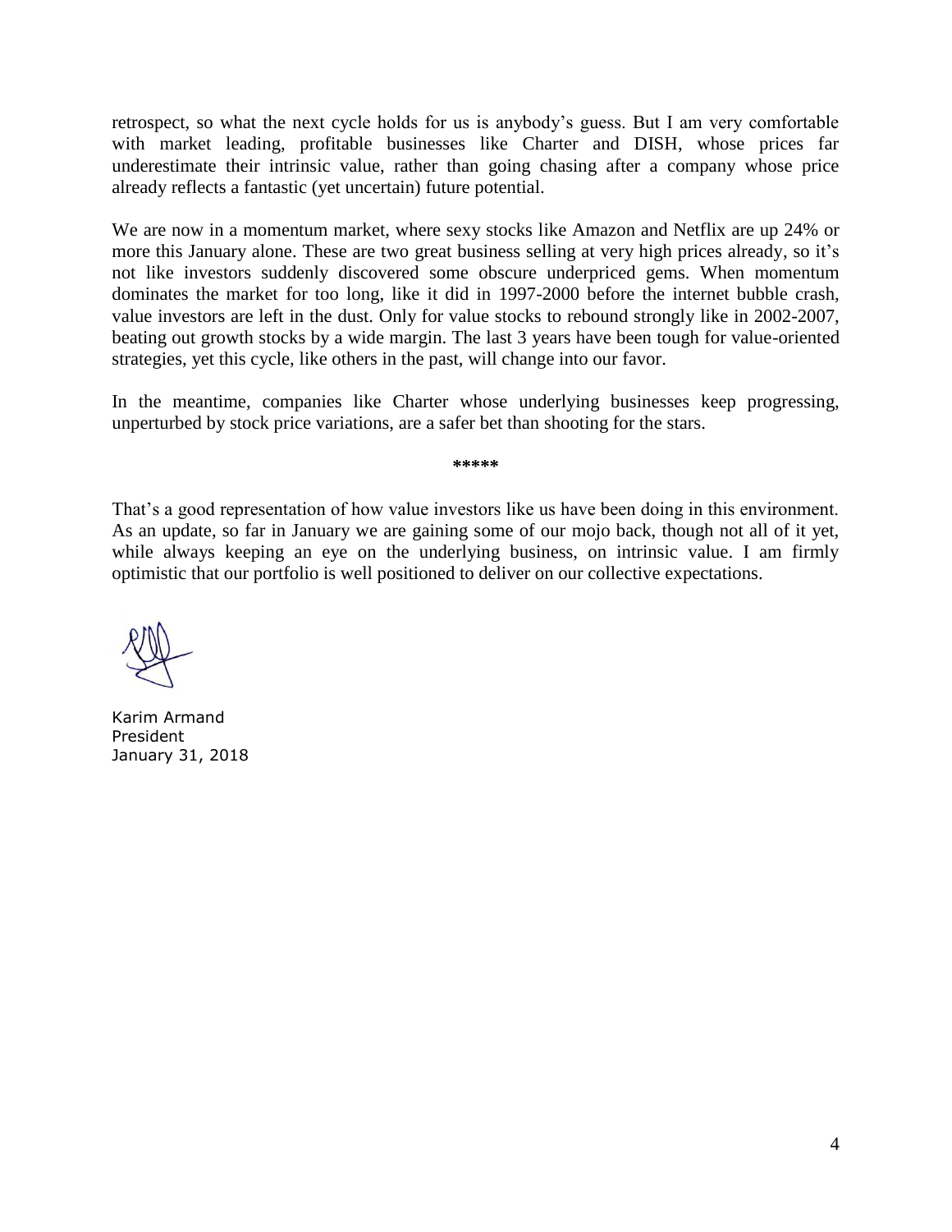retrospect, so what the next cycle holds for us is anybody's guess. But I am very comfortable with market leading, profitable businesses like Charter and DISH, whose prices far underestimate their intrinsic value, rather than going chasing after a company whose price already reflects a fantastic (yet uncertain) future potential.

We are now in a momentum market, where sexy stocks like Amazon and Netflix are up 24% or more this January alone. These are two great business selling at very high prices already, so it's not like investors suddenly discovered some obscure underpriced gems. When momentum dominates the market for too long, like it did in 1997-2000 before the internet bubble crash, value investors are left in the dust. Only for value stocks to rebound strongly like in 2002-2007, beating out growth stocks by a wide margin. The last 3 years have been tough for value-oriented strategies, yet this cycle, like others in the past, will change into our favor.

In the meantime, companies like Charter whose underlying businesses keep progressing, unperturbed by stock price variations, are a safer bet than shooting for the stars.

*****

That's a good representation of how value investors like us have been doing in this environment. As an update, so far in January we are gaining some of our mojo back, though not all of it yet, while always keeping an eye on the underlying business, on intrinsic value. I am firmly optimistic that our portfolio is well positioned to deliver on our collective expectations.

Karim Armand
President
January 31, 2018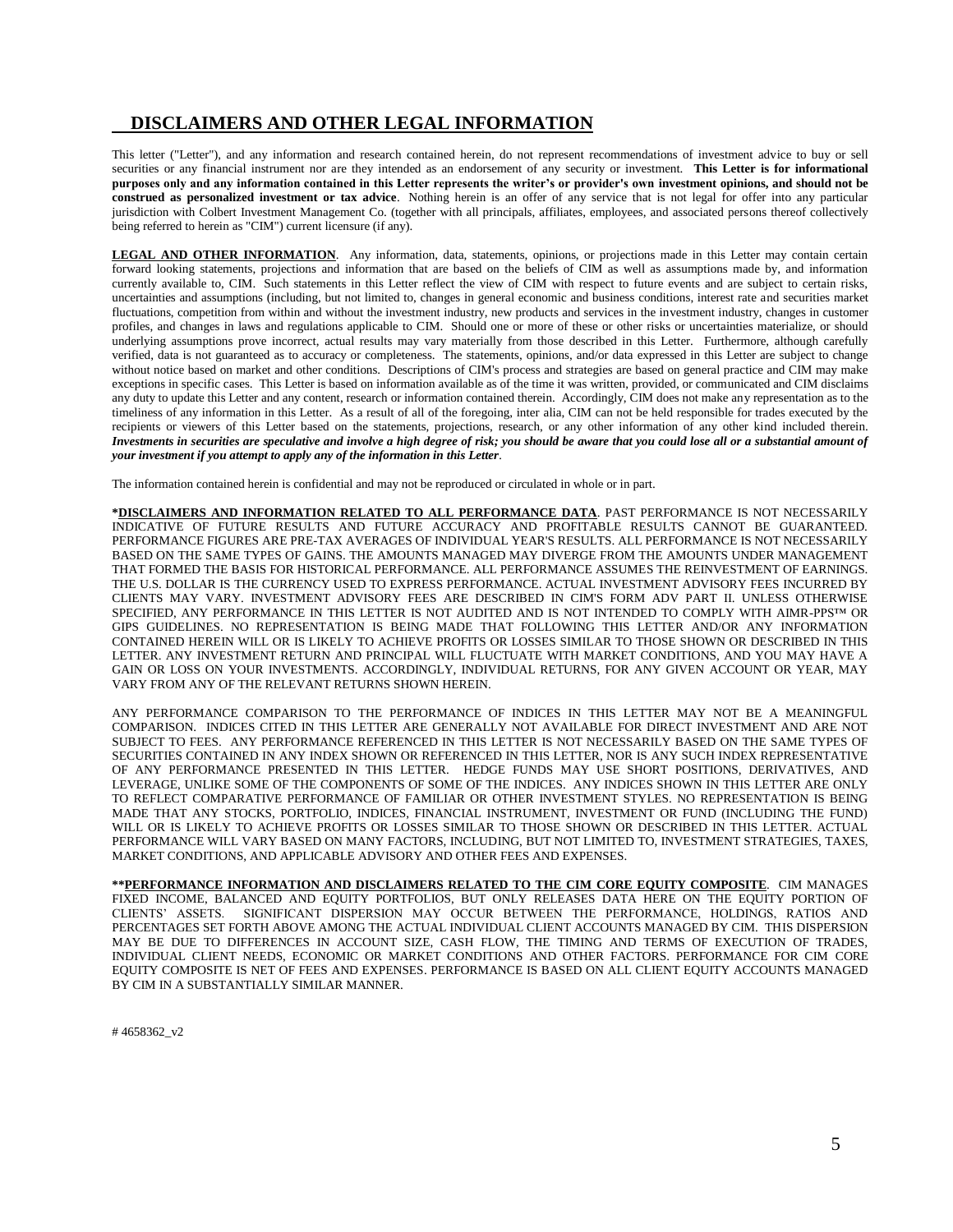## DISCLAIMERS AND OTHER LEGAL INFORMATION

This letter ("Letter"), and any information and research contained herein, do not represent recommendations of investment advice to buy or sell securities or any financial instrument nor are they intended as an endorsement of any security or investment. **This Letter is for informational purposes only and any information contained in this Letter represents the writer's or provider's own investment opinions, and should not be construed as personalized investment or tax advice**. Nothing herein is an offer of any service that is not legal for offer into any particular jurisdiction with Colbert Investment Management Co. (together with all principals, affiliates, employees, and associated persons thereof collectively being referred to herein as "CIM") current licensure (if any).

**LEGAL AND OTHER INFORMATION**. Any information, data, statements, opinions, or projections made in this Letter may contain certain forward looking statements, projections and information that are based on the beliefs of CIM as well as assumptions made by, and information currently available to, CIM. Such statements in this Letter reflect the view of CIM with respect to future events and are subject to certain risks, uncertainties and assumptions (including, but not limited to, changes in general economic and business conditions, interest rate and securities market fluctuations, competition from within and without the investment industry, new products and services in the investment industry, changes in customer profiles, and changes in laws and regulations applicable to CIM. Should one or more of these or other risks or uncertainties materialize, or should underlying assumptions prove incorrect, actual results may vary materially from those described in this Letter. Furthermore, although carefully verified, data is not guaranteed as to accuracy or completeness. The statements, opinions, and/or data expressed in this Letter are subject to change without notice based on market and other conditions. Descriptions of CIM's process and strategies are based on general practice and CIM may make exceptions in specific cases. This Letter is based on information available as of the time it was written, provided, or communicated and CIM disclaims any duty to update this Letter and any content, research or information contained therein. Accordingly, CIM does not make any representation as to the timeliness of any information in this Letter. As a result of all of the foregoing, inter alia, CIM can not be held responsible for trades executed by the recipients or viewers of this Letter based on the statements, projections, research, or any other information of any other kind included therein. ***Investments in securities are speculative and involve a high degree of risk; you should be aware that you could lose all or a substantial amount of your investment if you attempt to apply any of the information in this Letter***.

The information contained herein is confidential and may not be reproduced or circulated in whole or in part.

**\*DISCLAIMERS AND INFORMATION RELATED TO ALL PERFORMANCE DATA**. PAST PERFORMANCE IS NOT NECESSARILY INDICATIVE OF FUTURE RESULTS AND FUTURE ACCURACY AND PROFITABLE RESULTS CANNOT BE GUARANTEED. PERFORMANCE FIGURES ARE PRE-TAX AVERAGES OF INDIVIDUAL YEAR'S RESULTS. ALL PERFORMANCE IS NOT NECESSARILY BASED ON THE SAME TYPES OF GAINS. THE AMOUNTS MANAGED MAY DIVERGE FROM THE AMOUNTS UNDER MANAGEMENT THAT FORMED THE BASIS FOR HISTORICAL PERFORMANCE. ALL PERFORMANCE ASSUMES THE REINVESTMENT OF EARNINGS. THE U.S. DOLLAR IS THE CURRENCY USED TO EXPRESS PERFORMANCE. ACTUAL INVESTMENT ADVISORY FEES INCURRED BY CLIENTS MAY VARY. INVESTMENT ADVISORY FEES ARE DESCRIBED IN CIM'S FORM ADV PART II. UNLESS OTHERWISE SPECIFIED, ANY PERFORMANCE IN THIS LETTER IS NOT AUDITED AND IS NOT INTENDED TO COMPLY WITH AIMR-PPS™ OR GIPS GUIDELINES. NO REPRESENTATION IS BEING MADE THAT FOLLOWING THIS LETTER AND/OR ANY INFORMATION CONTAINED HEREIN WILL OR IS LIKELY TO ACHIEVE PROFITS OR LOSSES SIMILAR TO THOSE SHOWN OR DESCRIBED IN THIS LETTER. ANY INVESTMENT RETURN AND PRINCIPAL WILL FLUCTUATE WITH MARKET CONDITIONS, AND YOU MAY HAVE A GAIN OR LOSS ON YOUR INVESTMENTS. ACCORDINGLY, INDIVIDUAL RETURNS, FOR ANY GIVEN ACCOUNT OR YEAR, MAY VARY FROM ANY OF THE RELEVANT RETURNS SHOWN HEREIN.

ANY PERFORMANCE COMPARISON TO THE PERFORMANCE OF INDICES IN THIS LETTER MAY NOT BE A MEANINGFUL COMPARISON. INDICES CITED IN THIS LETTER ARE GENERALLY NOT AVAILABLE FOR DIRECT INVESTMENT AND ARE NOT SUBJECT TO FEES. ANY PERFORMANCE REFERENCED IN THIS LETTER IS NOT NECESSARILY BASED ON THE SAME TYPES OF SECURITIES CONTAINED IN ANY INDEX SHOWN OR REFERENCED IN THIS LETTER, NOR IS ANY SUCH INDEX REPRESENTATIVE OF ANY PERFORMANCE PRESENTED IN THIS LETTER. HEDGE FUNDS MAY USE SHORT POSITIONS, DERIVATIVES, AND LEVERAGE, UNLIKE SOME OF THE COMPONENTS OF SOME OF THE INDICES. ANY INDICES SHOWN IN THIS LETTER ARE ONLY TO REFLECT COMPARATIVE PERFORMANCE OF FAMILIAR OR OTHER INVESTMENT STYLES. NO REPRESENTATION IS BEING MADE THAT ANY STOCKS, PORTFOLIO, INDICES, FINANCIAL INSTRUMENT, INVESTMENT OR FUND (INCLUDING THE FUND) WILL OR IS LIKELY TO ACHIEVE PROFITS OR LOSSES SIMILAR TO THOSE SHOWN OR DESCRIBED IN THIS LETTER. ACTUAL PERFORMANCE WILL VARY BASED ON MANY FACTORS, INCLUDING, BUT NOT LIMITED TO, INVESTMENT STRATEGIES, TAXES, MARKET CONDITIONS, AND APPLICABLE ADVISORY AND OTHER FEES AND EXPENSES.

**\*\*PERFORMANCE INFORMATION AND DISCLAIMERS RELATED TO THE CIM CORE EQUITY COMPOSITE**. CIM MANAGES FIXED INCOME, BALANCED AND EQUITY PORTFOLIOS, BUT ONLY RELEASES DATA HERE ON THE EQUITY PORTION OF CLIENTS' ASSETS. SIGNIFICANT DISPERSION MAY OCCUR BETWEEN THE PERFORMANCE, HOLDINGS, RATIOS AND PERCENTAGES SET FORTH ABOVE AMONG THE ACTUAL INDIVIDUAL CLIENT ACCOUNTS MANAGED BY CIM. THIS DISPERSION MAY BE DUE TO DIFFERENCES IN ACCOUNT SIZE, CASH FLOW, THE TIMING AND TERMS OF EXECUTION OF TRADES, INDIVIDUAL CLIENT NEEDS, ECONOMIC OR MARKET CONDITIONS AND OTHER FACTORS. PERFORMANCE FOR CIM CORE EQUITY COMPOSITE IS NET OF FEES AND EXPENSES. PERFORMANCE IS BASED ON ALL CLIENT EQUITY ACCOUNTS MANAGED BY CIM IN A SUBSTANTIALLY SIMILAR MANNER.

# 4658362_v2